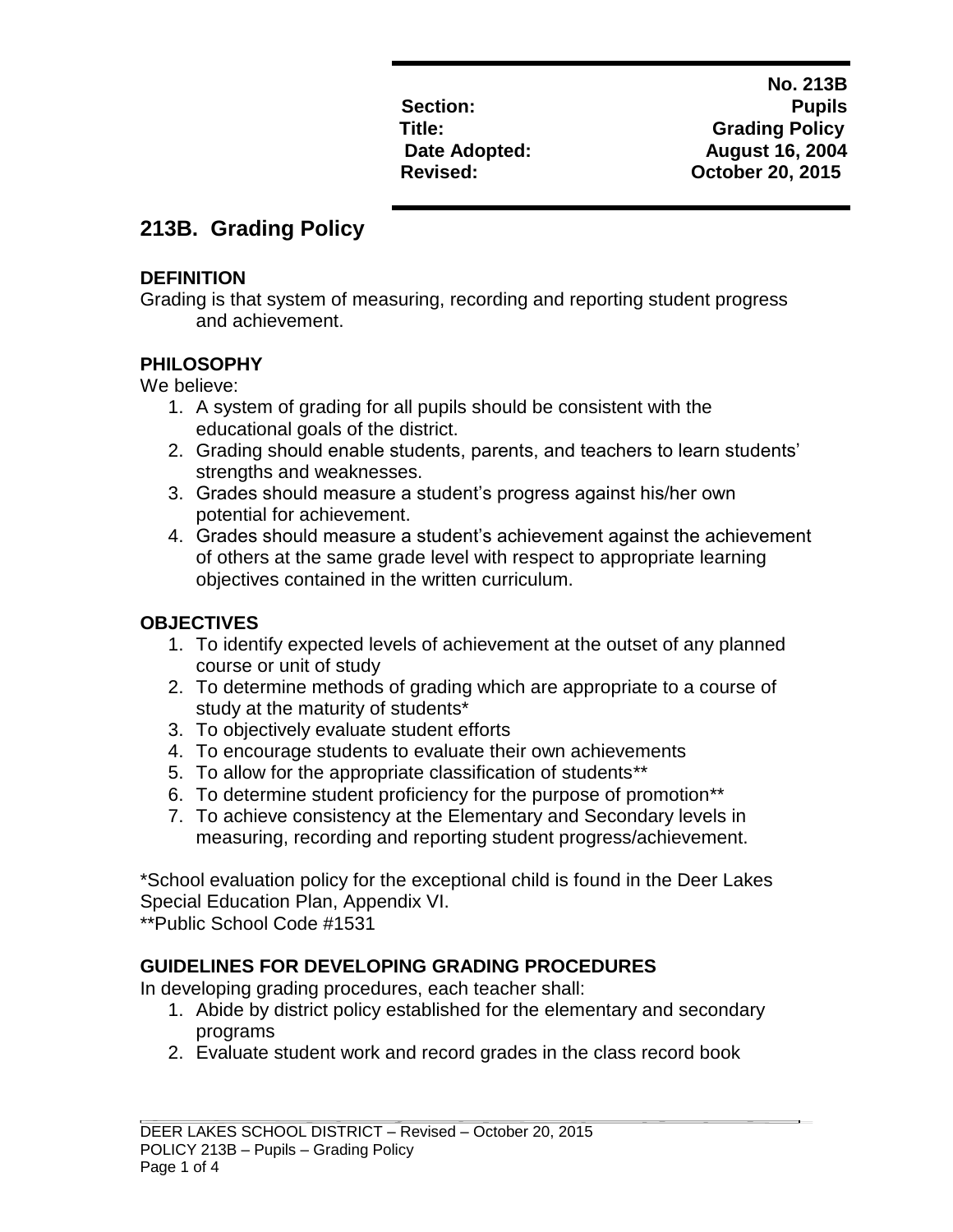| | No. 213B |
|---|---|
| **Section:** | **Pupils** |
| **Title:** | **Grading Policy** |
| **Date Adopted:** | **August 16, 2004** |
| **Revised:** | **October 20, 2015** |

# 213B. Grading Policy

### DEFINITION

Grading is that system of measuring, recording and reporting student progress and achievement.

### PHILOSOPHY

We believe:

1. A system of grading for all pupils should be consistent with the educational goals of the district.
2. Grading should enable students, parents, and teachers to learn students' strengths and weaknesses.
3. Grades should measure a student's progress against his/her own potential for achievement.
4. Grades should measure a student's achievement against the achievement of others at the same grade level with respect to appropriate learning objectives contained in the written curriculum.

### OBJECTIVES

1. To identify expected levels of achievement at the outset of any planned course or unit of study
2. To determine methods of grading which are appropriate to a course of study at the maturity of students*
3. To objectively evaluate student efforts
4. To encourage students to evaluate their own achievements
5. To allow for the appropriate classification of students**
6. To determine student proficiency for the purpose of promotion**
7. To achieve consistency at the Elementary and Secondary levels in measuring, recording and reporting student progress/achievement.

*School evaluation policy for the exceptional child is found in the Deer Lakes Special Education Plan, Appendix VI.
**Public School Code #1531

### GUIDELINES FOR DEVELOPING GRADING PROCEDURES

In developing grading procedures, each teacher shall:

1. Abide by district policy established for the elementary and secondary programs
2. Evaluate student work and record grades in the class record book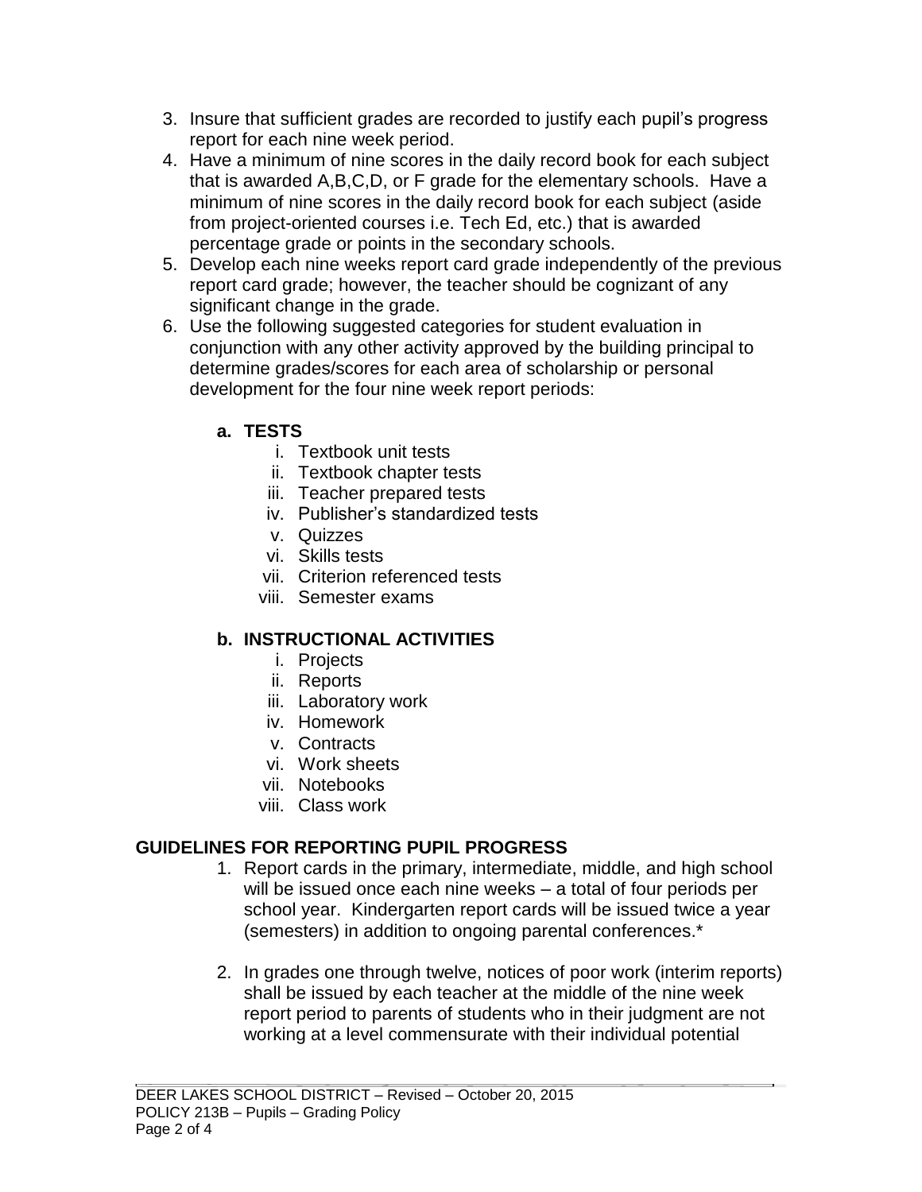3. Insure that sufficient grades are recorded to justify each pupil's progress report for each nine week period.
4. Have a minimum of nine scores in the daily record book for each subject that is awarded A,B,C,D, or F grade for the elementary schools. Have a minimum of nine scores in the daily record book for each subject (aside from project-oriented courses i.e. Tech Ed, etc.) that is awarded percentage grade or points in the secondary schools.
5. Develop each nine weeks report card grade independently of the previous report card grade; however, the teacher should be cognizant of any significant change in the grade.
6. Use the following suggested categories for student evaluation in conjunction with any other activity approved by the building principal to determine grades/scores for each area of scholarship or personal development for the four nine week report periods:

   **a. TESTS**
      i. Textbook unit tests
      ii. Textbook chapter tests
      iii. Teacher prepared tests
      iv. Publisher's standardized tests
      v. Quizzes
      vi. Skills tests
      vii. Criterion referenced tests
      viii. Semester exams

   **b. INSTRUCTIONAL ACTIVITIES**
      i. Projects
      ii. Reports
      iii. Laboratory work
      iv. Homework
      v. Contracts
      vi. Work sheets
      vii. Notebooks
      viii. Class work

## GUIDELINES FOR REPORTING PUPIL PROGRESS

1. Report cards in the primary, intermediate, middle, and high school will be issued once each nine weeks – a total of four periods per school year. Kindergarten report cards will be issued twice a year (semesters) in addition to ongoing parental conferences.*

2. In grades one through twelve, notices of poor work (interim reports) shall be issued by each teacher at the middle of the nine week report period to parents of students who in their judgment are not working at a level commensurate with their individual potential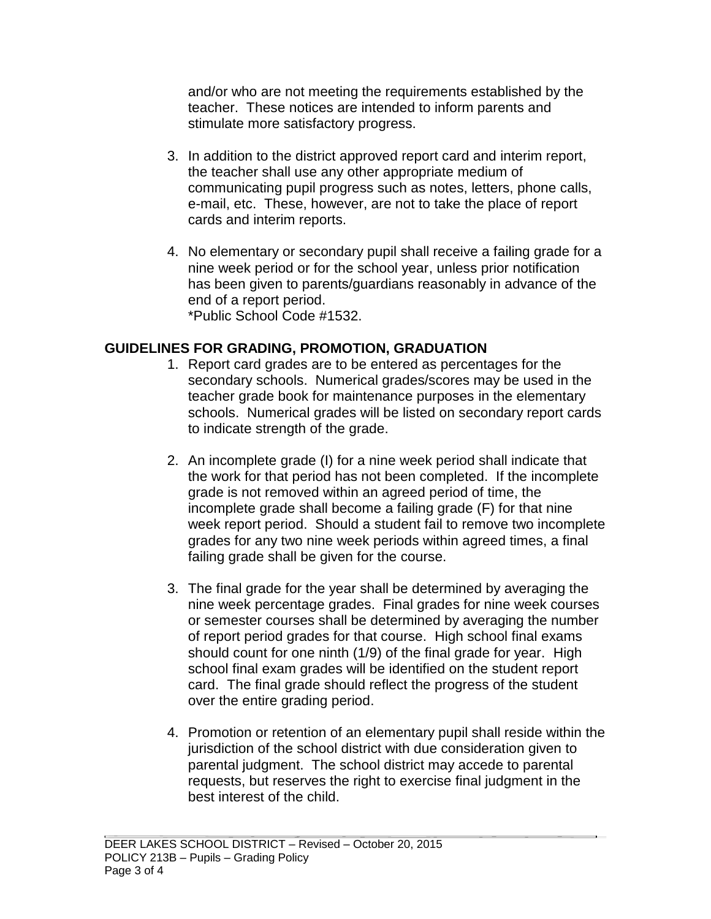and/or who are not meeting the requirements established by the teacher. These notices are intended to inform parents and stimulate more satisfactory progress.

3. In addition to the district approved report card and interim report, the teacher shall use any other appropriate medium of communicating pupil progress such as notes, letters, phone calls, e-mail, etc. These, however, are not to take the place of report cards and interim reports.

4. No elementary or secondary pupil shall receive a failing grade for a nine week period or for the school year, unless prior notification has been given to parents/guardians reasonably in advance of the end of a report period.
   *Public School Code #1532.

## GUIDELINES FOR GRADING, PROMOTION, GRADUATION

1. Report card grades are to be entered as percentages for the secondary schools. Numerical grades/scores may be used in the teacher grade book for maintenance purposes in the elementary schools. Numerical grades will be listed on secondary report cards to indicate strength of the grade.

2. An incomplete grade (I) for a nine week period shall indicate that the work for that period has not been completed. If the incomplete grade is not removed within an agreed period of time, the incomplete grade shall become a failing grade (F) for that nine week report period. Should a student fail to remove two incomplete grades for any two nine week periods within agreed times, a final failing grade shall be given for the course.

3. The final grade for the year shall be determined by averaging the nine week percentage grades. Final grades for nine week courses or semester courses shall be determined by averaging the number of report period grades for that course. High school final exams should count for one ninth (1/9) of the final grade for year. High school final exam grades will be identified on the student report card. The final grade should reflect the progress of the student over the entire grading period.

4. Promotion or retention of an elementary pupil shall reside within the jurisdiction of the school district with due consideration given to parental judgment. The school district may accede to parental requests, but reserves the right to exercise final judgment in the best interest of the child.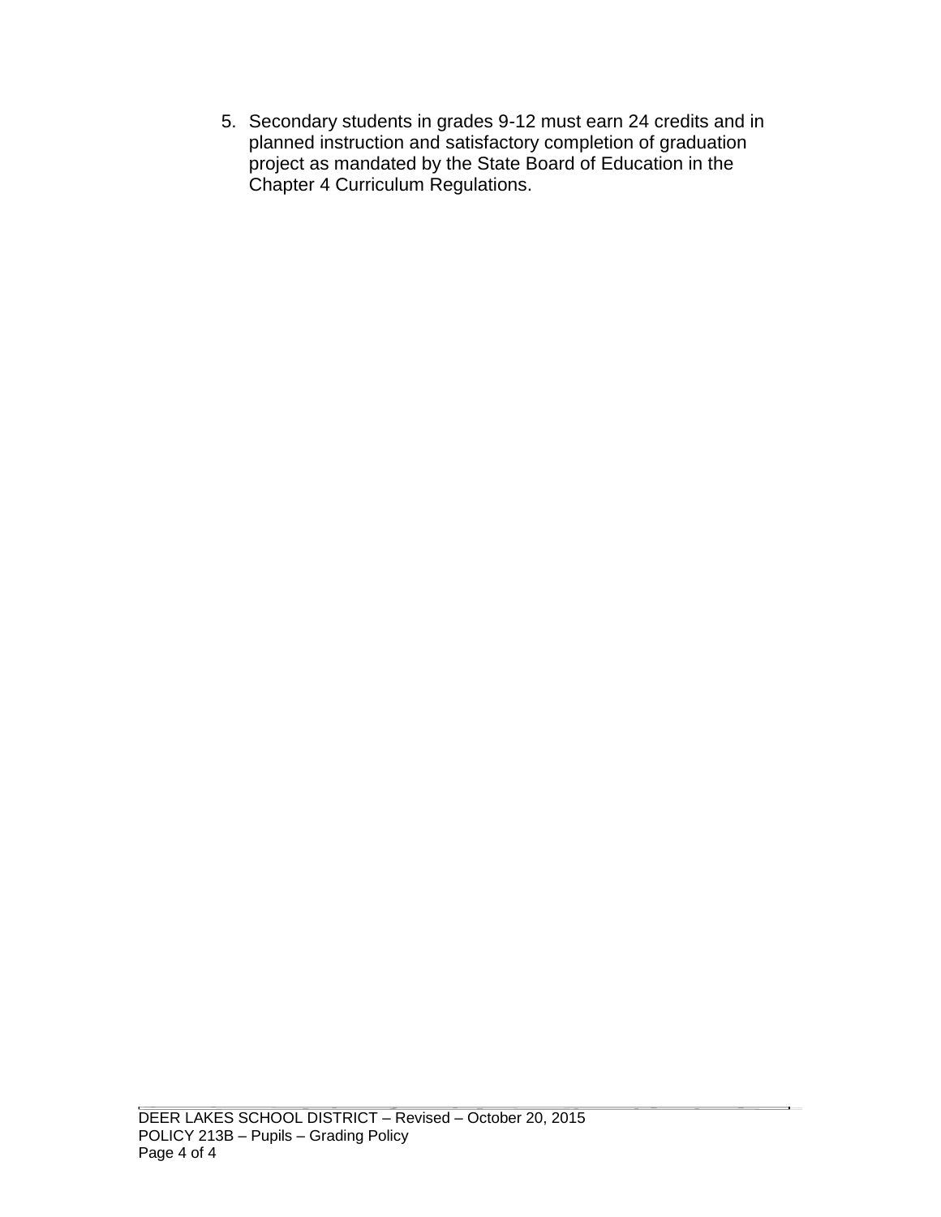5. Secondary students in grades 9-12 must earn 24 credits and in planned instruction and satisfactory completion of graduation project as mandated by the State Board of Education in the Chapter 4 Curriculum Regulations.